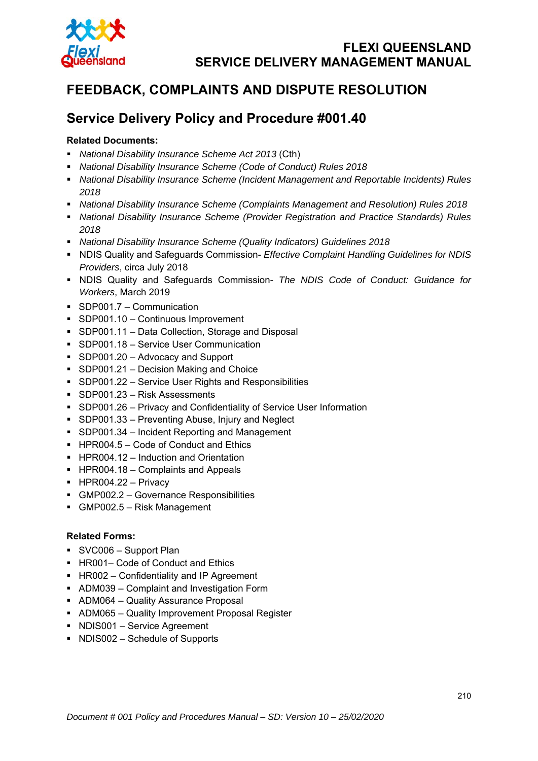# FEEDBACK, COMPLAINTS AND DISPUTE RESOLUTION

## Service Delivery Policy and Procedure #001.40

**Related Documents:**

- *National Disability Insurance Scheme Act 2013* (Cth)
- *National Disability Insurance Scheme (Code of Conduct) Rules 2018*
- *National Disability Insurance Scheme (Incident Management and Reportable Incidents) Rules 2018*
- *National Disability Insurance Scheme (Complaints Management and Resolution) Rules 2018*
- *National Disability Insurance Scheme (Provider Registration and Practice Standards) Rules 2018*
- *National Disability Insurance Scheme (Quality Indicators) Guidelines 2018*
- NDIS Quality and Safeguards Commission- *Effective Complaint Handling Guidelines for NDIS Providers*, circa July 2018
- NDIS Quality and Safeguards Commission- *The NDIS Code of Conduct: Guidance for Workers*, March 2019
- SDP001.7 – Communication
- SDP001.10 – Continuous Improvement
- SDP001.11 – Data Collection, Storage and Disposal
- SDP001.18 – Service User Communication
- SDP001.20 – Advocacy and Support
- SDP001.21 – Decision Making and Choice
- SDP001.22 – Service User Rights and Responsibilities
- SDP001.23 – Risk Assessments
- SDP001.26 – Privacy and Confidentiality of Service User Information
- SDP001.33 – Preventing Abuse, Injury and Neglect
- SDP001.34 – Incident Reporting and Management
- HPR004.5 – Code of Conduct and Ethics
- HPR004.12 – Induction and Orientation
- HPR004.18 – Complaints and Appeals
- HPR004.22 – Privacy
- GMP002.2 – Governance Responsibilities
- GMP002.5 – Risk Management

**Related Forms:**

- SVC006 – Support Plan
- HR001– Code of Conduct and Ethics
- HR002 – Confidentiality and IP Agreement
- ADM039 – Complaint and Investigation Form
- ADM064 – Quality Assurance Proposal
- ADM065 – Quality Improvement Proposal Register
- NDIS001 – Service Agreement
- NDIS002 – Schedule of Supports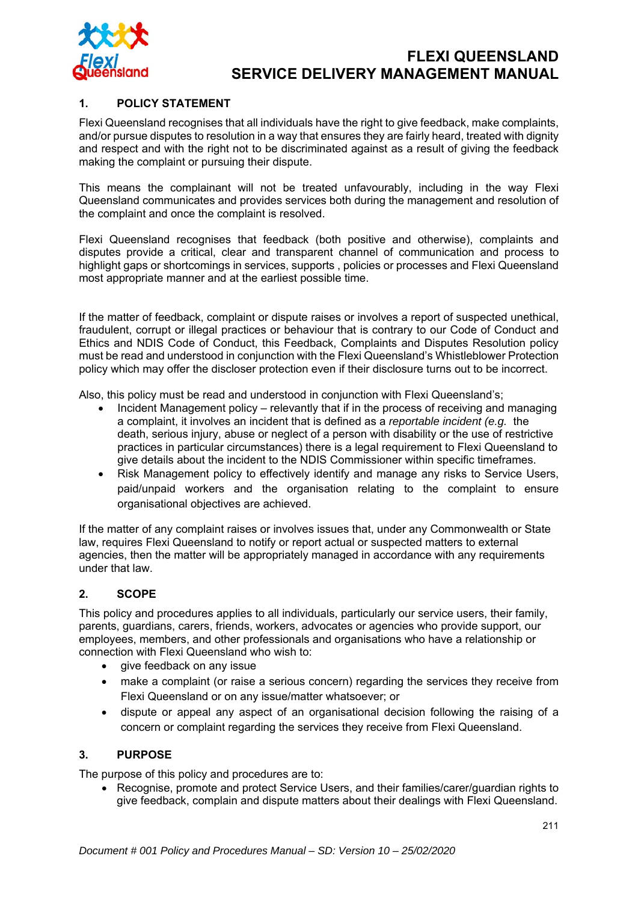## 1. POLICY STATEMENT

Flexi Queensland recognises that all individuals have the right to give feedback, make complaints, and/or pursue disputes to resolution in a way that ensures they are fairly heard, treated with dignity and respect and with the right not to be discriminated against as a result of giving the feedback making the complaint or pursuing their dispute.

This means the complainant will not be treated unfavourably, including in the way Flexi Queensland communicates and provides services both during the management and resolution of the complaint and once the complaint is resolved.

Flexi Queensland recognises that feedback (both positive and otherwise), complaints and disputes provide a critical, clear and transparent channel of communication and process to highlight gaps or shortcomings in services, supports , policies or processes and Flexi Queensland most appropriate manner and at the earliest possible time.

If the matter of feedback, complaint or dispute raises or involves a report of suspected unethical, fraudulent, corrupt or illegal practices or behaviour that is contrary to our Code of Conduct and Ethics and NDIS Code of Conduct, this Feedback, Complaints and Disputes Resolution policy must be read and understood in conjunction with the Flexi Queensland's Whistleblower Protection policy which may offer the discloser protection even if their disclosure turns out to be incorrect.

Also, this policy must be read and understood in conjunction with Flexi Queensland's;

- Incident Management policy – relevantly that if in the process of receiving and managing a complaint, it involves an incident that is defined as a *reportable incident (e.g.* the death, serious injury, abuse or neglect of a person with disability or the use of restrictive practices in particular circumstances) there is a legal requirement to Flexi Queensland to give details about the incident to the NDIS Commissioner within specific timeframes.
- Risk Management policy to effectively identify and manage any risks to Service Users, paid/unpaid workers and the organisation relating to the complaint to ensure organisational objectives are achieved.

If the matter of any complaint raises or involves issues that, under any Commonwealth or State law, requires Flexi Queensland to notify or report actual or suspected matters to external agencies, then the matter will be appropriately managed in accordance with any requirements under that law.

## 2. SCOPE

This policy and procedures applies to all individuals, particularly our service users, their family, parents, guardians, carers, friends, workers, advocates or agencies who provide support, our employees, members, and other professionals and organisations who have a relationship or connection with Flexi Queensland who wish to:

- give feedback on any issue
- make a complaint (or raise a serious concern) regarding the services they receive from Flexi Queensland or on any issue/matter whatsoever; or
- dispute or appeal any aspect of an organisational decision following the raising of a concern or complaint regarding the services they receive from Flexi Queensland.

## 3. PURPOSE

The purpose of this policy and procedures are to:

- Recognise, promote and protect Service Users, and their families/carer/guardian rights to give feedback, complain and dispute matters about their dealings with Flexi Queensland.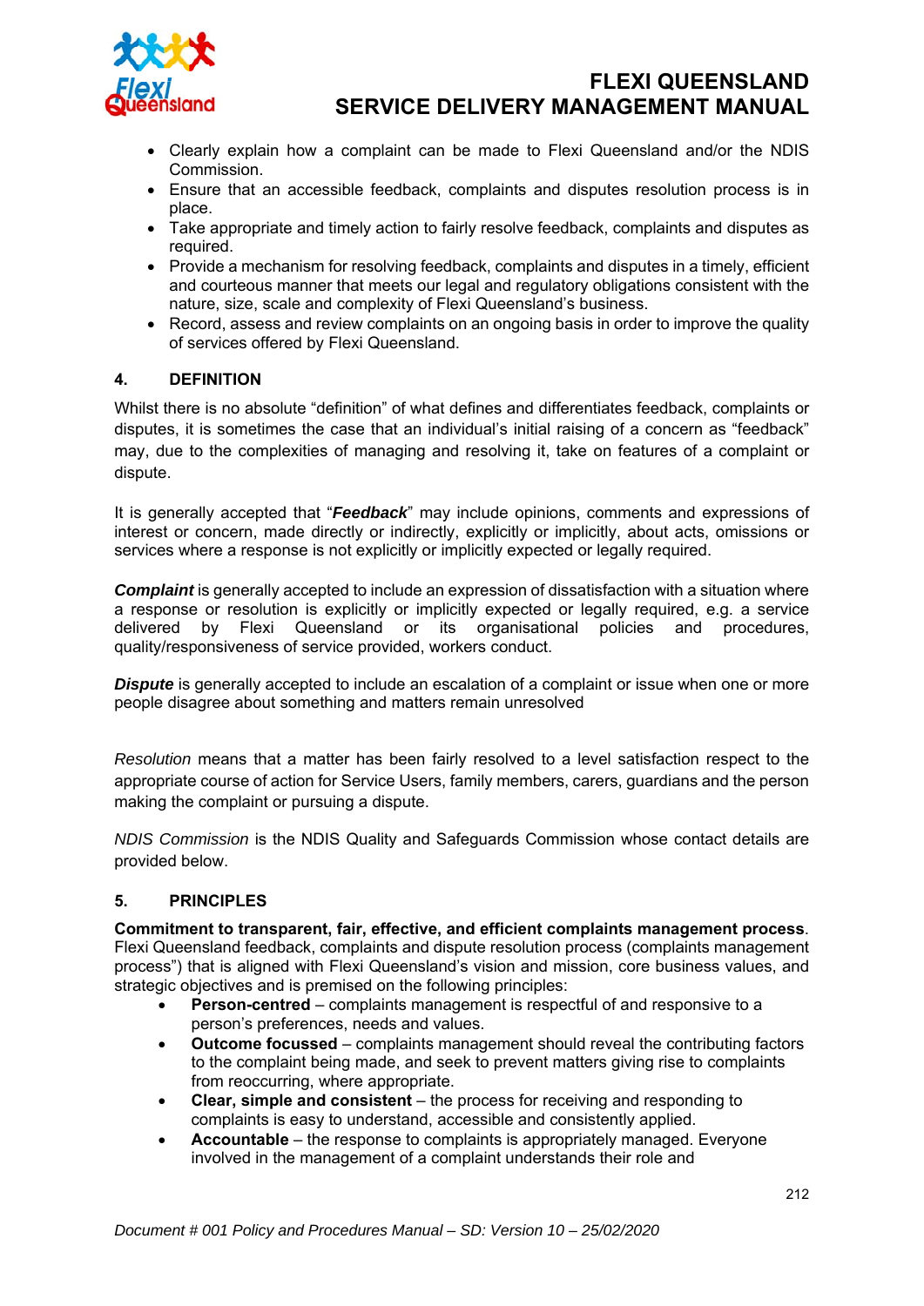- Clearly explain how a complaint can be made to Flexi Queensland and/or the NDIS Commission.
- Ensure that an accessible feedback, complaints and disputes resolution process is in place.
- Take appropriate and timely action to fairly resolve feedback, complaints and disputes as required.
- Provide a mechanism for resolving feedback, complaints and disputes in a timely, efficient and courteous manner that meets our legal and regulatory obligations consistent with the nature, size, scale and complexity of Flexi Queensland's business.
- Record, assess and review complaints on an ongoing basis in order to improve the quality of services offered by Flexi Queensland.

## 4. DEFINITION

Whilst there is no absolute "definition" of what defines and differentiates feedback, complaints or disputes, it is sometimes the case that an individual's initial raising of a concern as "feedback" may, due to the complexities of managing and resolving it, take on features of a complaint or dispute.

It is generally accepted that "***Feedback***" may include opinions, comments and expressions of interest or concern, made directly or indirectly, explicitly or implicitly, about acts, omissions or services where a response is not explicitly or implicitly expected or legally required.

***Complaint*** is generally accepted to include an expression of dissatisfaction with a situation where a response or resolution is explicitly or implicitly expected or legally required, e.g. a service delivered by Flexi Queensland or its organisational policies and procedures, quality/responsiveness of service provided, workers conduct.

***Dispute*** is generally accepted to include an escalation of a complaint or issue when one or more people disagree about something and matters remain unresolved

*Resolution* means that a matter has been fairly resolved to a level satisfaction respect to the appropriate course of action for Service Users, family members, carers, guardians and the person making the complaint or pursuing a dispute.

*NDIS Commission* is the NDIS Quality and Safeguards Commission whose contact details are provided below.

## 5. PRINCIPLES

**Commitment to transparent, fair, effective, and efficient complaints management process**. Flexi Queensland feedback, complaints and dispute resolution process (complaints management process") that is aligned with Flexi Queensland's vision and mission, core business values, and strategic objectives and is premised on the following principles:

- **Person-centred** – complaints management is respectful of and responsive to a person's preferences, needs and values.
- **Outcome focussed** – complaints management should reveal the contributing factors to the complaint being made, and seek to prevent matters giving rise to complaints from reoccurring, where appropriate.
- **Clear, simple and consistent** – the process for receiving and responding to complaints is easy to understand, accessible and consistently applied.
- **Accountable** – the response to complaints is appropriately managed. Everyone involved in the management of a complaint understands their role and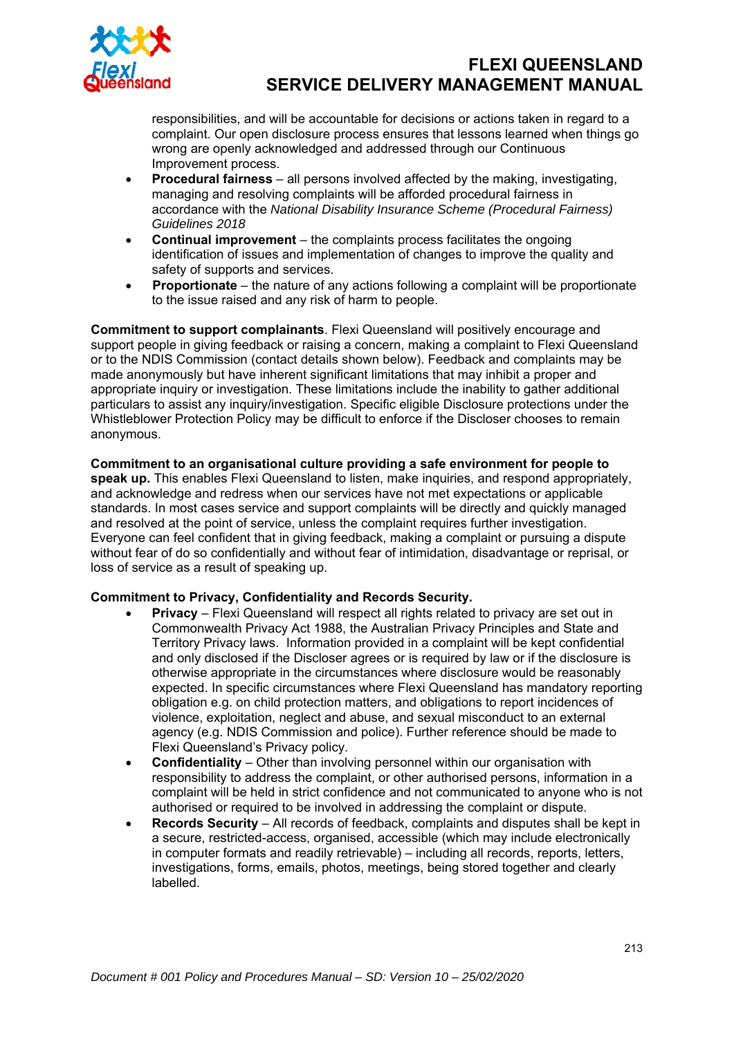responsibilities, and will be accountable for decisions or actions taken in regard to a complaint. Our open disclosure process ensures that lessons learned when things go wrong are openly acknowledged and addressed through our Continuous Improvement process.

- **Procedural fairness** – all persons involved affected by the making, investigating, managing and resolving complaints will be afforded procedural fairness in accordance with the *National Disability Insurance Scheme (Procedural Fairness) Guidelines 2018*
- **Continual improvement** – the complaints process facilitates the ongoing identification of issues and implementation of changes to improve the quality and safety of supports and services.
- **Proportionate** – the nature of any actions following a complaint will be proportionate to the issue raised and any risk of harm to people.

**Commitment to support complainants**. Flexi Queensland will positively encourage and support people in giving feedback or raising a concern, making a complaint to Flexi Queensland or to the NDIS Commission (contact details shown below). Feedback and complaints may be made anonymously but have inherent significant limitations that may inhibit a proper and appropriate inquiry or investigation. These limitations include the inability to gather additional particulars to assist any inquiry/investigation. Specific eligible Disclosure protections under the Whistleblower Protection Policy may be difficult to enforce if the Discloser chooses to remain anonymous.

**Commitment to an organisational culture providing a safe environment for people to speak up.** This enables Flexi Queensland to listen, make inquiries, and respond appropriately, and acknowledge and redress when our services have not met expectations or applicable standards. In most cases service and support complaints will be directly and quickly managed and resolved at the point of service, unless the complaint requires further investigation. Everyone can feel confident that in giving feedback, making a complaint or pursuing a dispute without fear of do so confidentially and without fear of intimidation, disadvantage or reprisal, or loss of service as a result of speaking up.

**Commitment to Privacy, Confidentiality and Records Security.**

- **Privacy** – Flexi Queensland will respect all rights related to privacy are set out in Commonwealth Privacy Act 1988, the Australian Privacy Principles and State and Territory Privacy laws. Information provided in a complaint will be kept confidential and only disclosed if the Discloser agrees or is required by law or if the disclosure is otherwise appropriate in the circumstances where disclosure would be reasonably expected. In specific circumstances where Flexi Queensland has mandatory reporting obligation e.g. on child protection matters, and obligations to report incidences of violence, exploitation, neglect and abuse, and sexual misconduct to an external agency (e.g. NDIS Commission and police). Further reference should be made to Flexi Queensland's Privacy policy.
- **Confidentiality** – Other than involving personnel within our organisation with responsibility to address the complaint, or other authorised persons, information in a complaint will be held in strict confidence and not communicated to anyone who is not authorised or required to be involved in addressing the complaint or dispute.
- **Records Security** – All records of feedback, complaints and disputes shall be kept in a secure, restricted-access, organised, accessible (which may include electronically in computer formats and readily retrievable) – including all records, reports, letters, investigations, forms, emails, photos, meetings, being stored together and clearly labelled.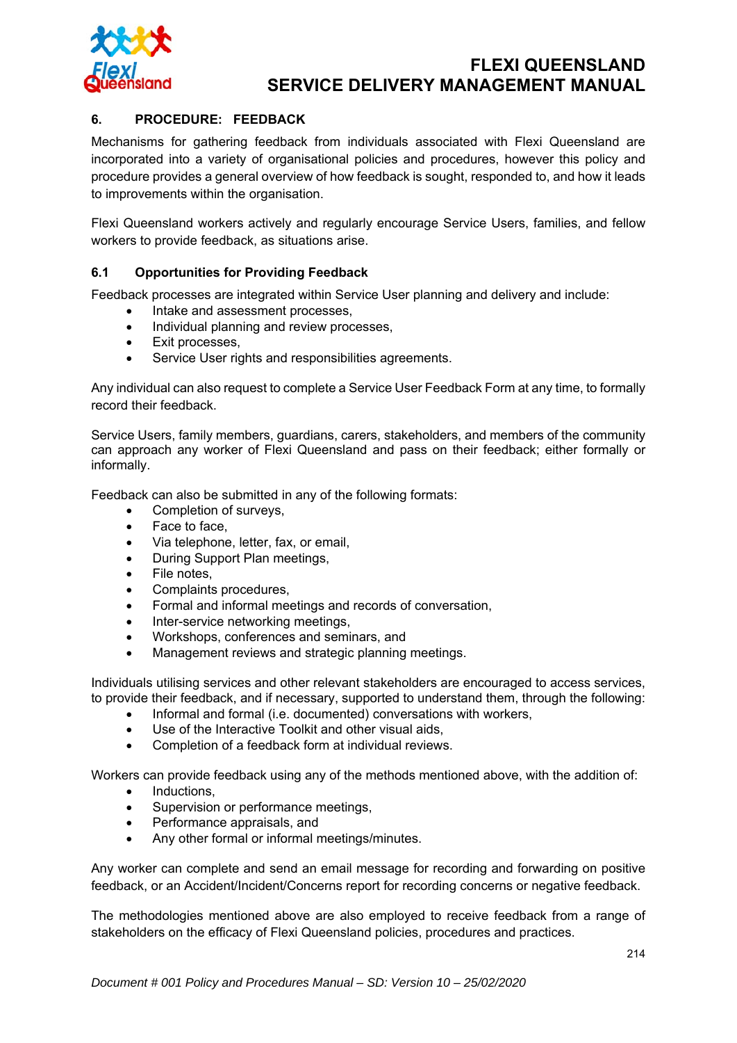## 6. PROCEDURE: FEEDBACK

Mechanisms for gathering feedback from individuals associated with Flexi Queensland are incorporated into a variety of organisational policies and procedures, however this policy and procedure provides a general overview of how feedback is sought, responded to, and how it leads to improvements within the organisation.

Flexi Queensland workers actively and regularly encourage Service Users, families, and fellow workers to provide feedback, as situations arise.

### 6.1 Opportunities for Providing Feedback

Feedback processes are integrated within Service User planning and delivery and include:

- Intake and assessment processes,
- Individual planning and review processes,
- Exit processes,
- Service User rights and responsibilities agreements.

Any individual can also request to complete a Service User Feedback Form at any time, to formally record their feedback.

Service Users, family members, guardians, carers, stakeholders, and members of the community can approach any worker of Flexi Queensland and pass on their feedback; either formally or informally.

Feedback can also be submitted in any of the following formats:

- Completion of surveys,
- Face to face,
- Via telephone, letter, fax, or email,
- During Support Plan meetings,
- File notes,
- Complaints procedures,
- Formal and informal meetings and records of conversation,
- Inter-service networking meetings,
- Workshops, conferences and seminars, and
- Management reviews and strategic planning meetings.

Individuals utilising services and other relevant stakeholders are encouraged to access services, to provide their feedback, and if necessary, supported to understand them, through the following:

- Informal and formal (i.e. documented) conversations with workers,
- Use of the Interactive Toolkit and other visual aids,
- Completion of a feedback form at individual reviews.

Workers can provide feedback using any of the methods mentioned above, with the addition of:

- Inductions,
- Supervision or performance meetings,
- Performance appraisals, and
- Any other formal or informal meetings/minutes.

Any worker can complete and send an email message for recording and forwarding on positive feedback, or an Accident/Incident/Concerns report for recording concerns or negative feedback.

The methodologies mentioned above are also employed to receive feedback from a range of stakeholders on the efficacy of Flexi Queensland policies, procedures and practices.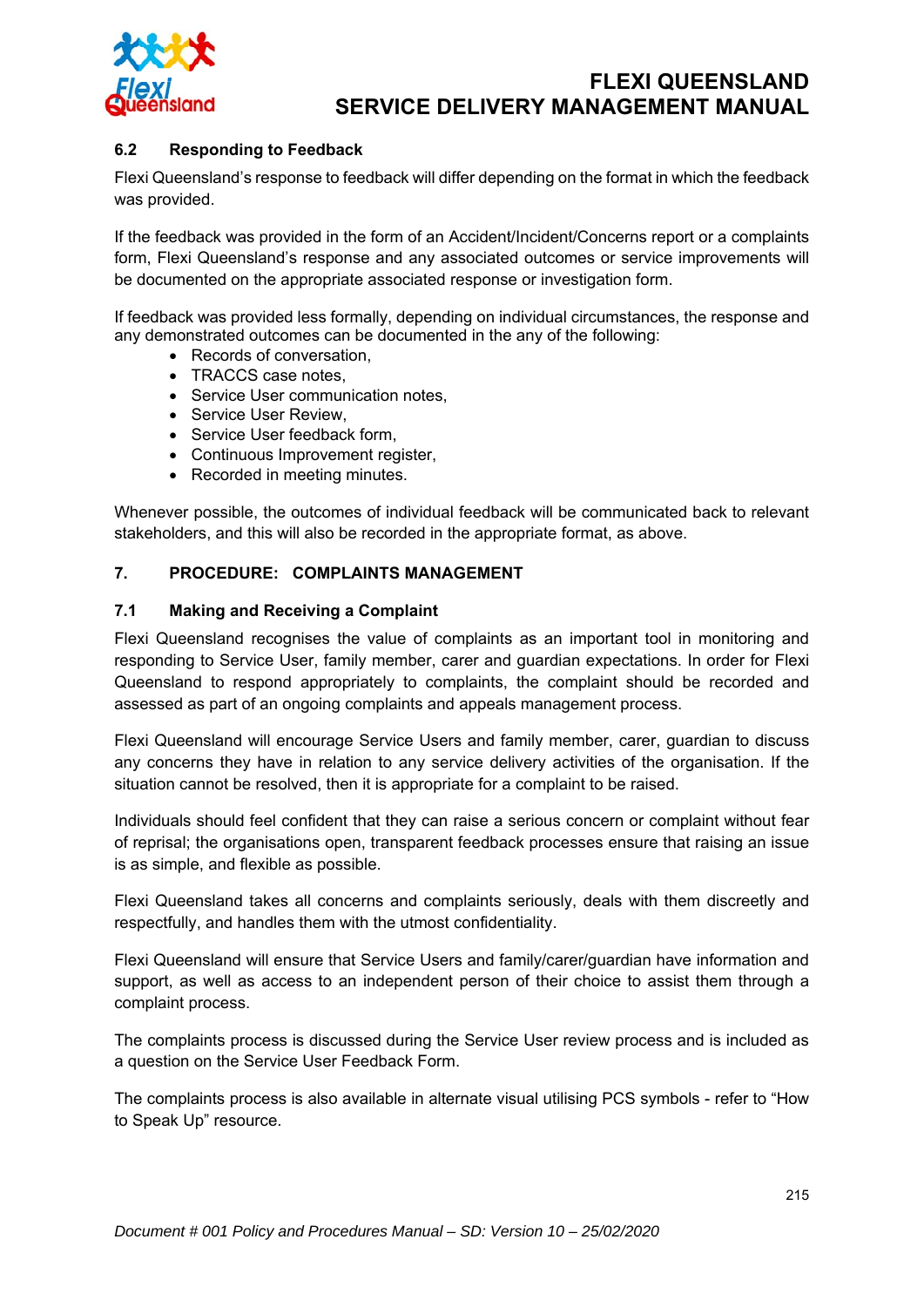### 6.2 Responding to Feedback

Flexi Queensland's response to feedback will differ depending on the format in which the feedback was provided.

If the feedback was provided in the form of an Accident/Incident/Concerns report or a complaints form, Flexi Queensland's response and any associated outcomes or service improvements will be documented on the appropriate associated response or investigation form.

If feedback was provided less formally, depending on individual circumstances, the response and any demonstrated outcomes can be documented in the any of the following:

- Records of conversation,
- TRACCS case notes,
- Service User communication notes,
- Service User Review,
- Service User feedback form,
- Continuous Improvement register,
- Recorded in meeting minutes.

Whenever possible, the outcomes of individual feedback will be communicated back to relevant stakeholders, and this will also be recorded in the appropriate format, as above.

## 7. PROCEDURE: COMPLAINTS MANAGEMENT

### 7.1 Making and Receiving a Complaint

Flexi Queensland recognises the value of complaints as an important tool in monitoring and responding to Service User, family member, carer and guardian expectations. In order for Flexi Queensland to respond appropriately to complaints, the complaint should be recorded and assessed as part of an ongoing complaints and appeals management process.

Flexi Queensland will encourage Service Users and family member, carer, guardian to discuss any concerns they have in relation to any service delivery activities of the organisation. If the situation cannot be resolved, then it is appropriate for a complaint to be raised.

Individuals should feel confident that they can raise a serious concern or complaint without fear of reprisal; the organisations open, transparent feedback processes ensure that raising an issue is as simple, and flexible as possible.

Flexi Queensland takes all concerns and complaints seriously, deals with them discreetly and respectfully, and handles them with the utmost confidentiality.

Flexi Queensland will ensure that Service Users and family/carer/guardian have information and support, as well as access to an independent person of their choice to assist them through a complaint process.

The complaints process is discussed during the Service User review process and is included as a question on the Service User Feedback Form.

The complaints process is also available in alternate visual utilising PCS symbols - refer to "How to Speak Up" resource.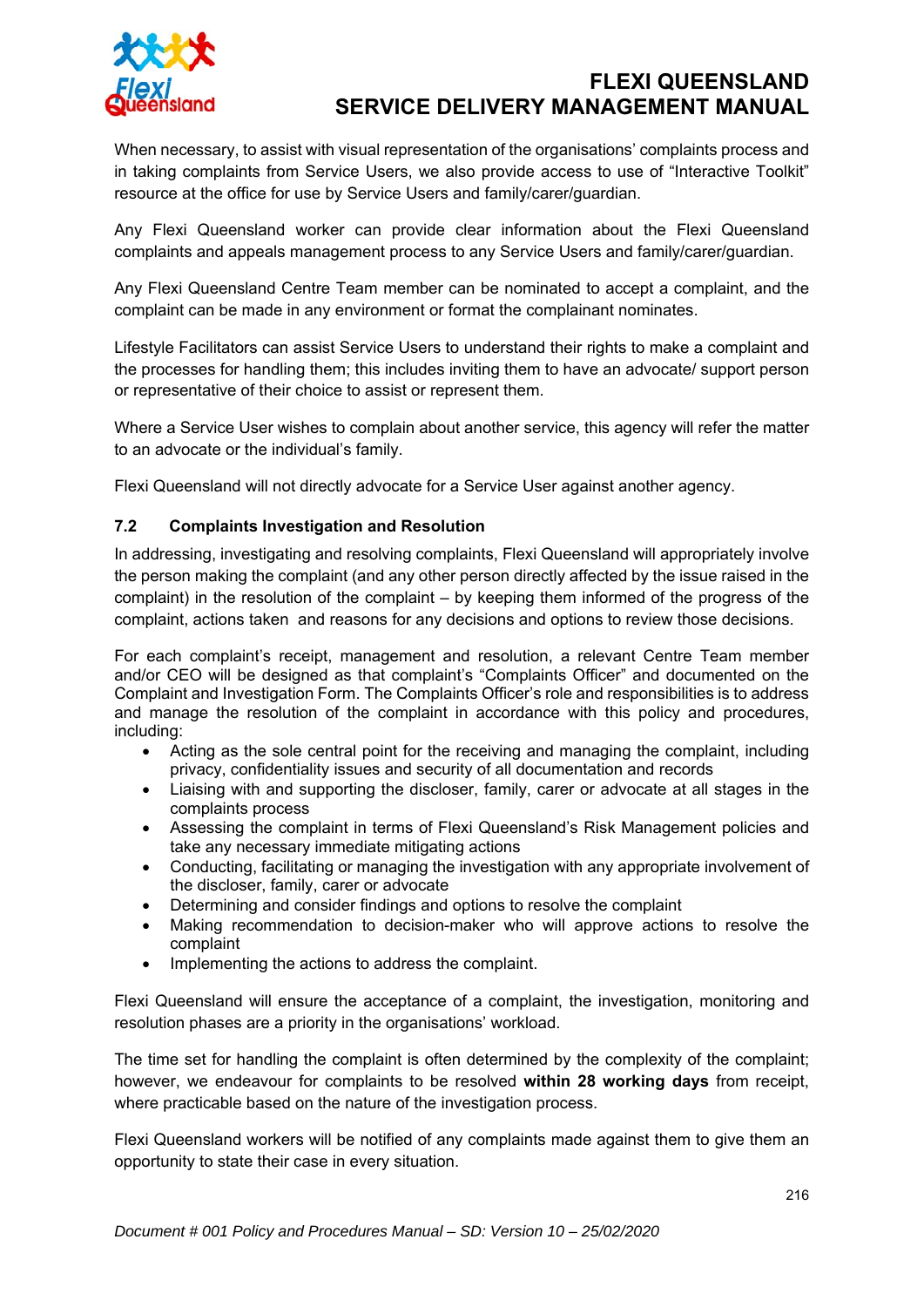When necessary, to assist with visual representation of the organisations' complaints process and in taking complaints from Service Users, we also provide access to use of "Interactive Toolkit" resource at the office for use by Service Users and family/carer/guardian.

Any Flexi Queensland worker can provide clear information about the Flexi Queensland complaints and appeals management process to any Service Users and family/carer/guardian.

Any Flexi Queensland Centre Team member can be nominated to accept a complaint, and the complaint can be made in any environment or format the complainant nominates.

Lifestyle Facilitators can assist Service Users to understand their rights to make a complaint and the processes for handling them; this includes inviting them to have an advocate/ support person or representative of their choice to assist or represent them.

Where a Service User wishes to complain about another service, this agency will refer the matter to an advocate or the individual's family.

Flexi Queensland will not directly advocate for a Service User against another agency.

### 7.2 Complaints Investigation and Resolution

In addressing, investigating and resolving complaints, Flexi Queensland will appropriately involve the person making the complaint (and any other person directly affected by the issue raised in the complaint) in the resolution of the complaint – by keeping them informed of the progress of the complaint, actions taken and reasons for any decisions and options to review those decisions.

For each complaint's receipt, management and resolution, a relevant Centre Team member and/or CEO will be designed as that complaint's "Complaints Officer" and documented on the Complaint and Investigation Form. The Complaints Officer's role and responsibilities is to address and manage the resolution of the complaint in accordance with this policy and procedures, including:

- Acting as the sole central point for the receiving and managing the complaint, including privacy, confidentiality issues and security of all documentation and records
- Liaising with and supporting the discloser, family, carer or advocate at all stages in the complaints process
- Assessing the complaint in terms of Flexi Queensland's Risk Management policies and take any necessary immediate mitigating actions
- Conducting, facilitating or managing the investigation with any appropriate involvement of the discloser, family, carer or advocate
- Determining and consider findings and options to resolve the complaint
- Making recommendation to decision-maker who will approve actions to resolve the complaint
- Implementing the actions to address the complaint.

Flexi Queensland will ensure the acceptance of a complaint, the investigation, monitoring and resolution phases are a priority in the organisations' workload.

The time set for handling the complaint is often determined by the complexity of the complaint; however, we endeavour for complaints to be resolved **within 28 working days** from receipt, where practicable based on the nature of the investigation process.

Flexi Queensland workers will be notified of any complaints made against them to give them an opportunity to state their case in every situation.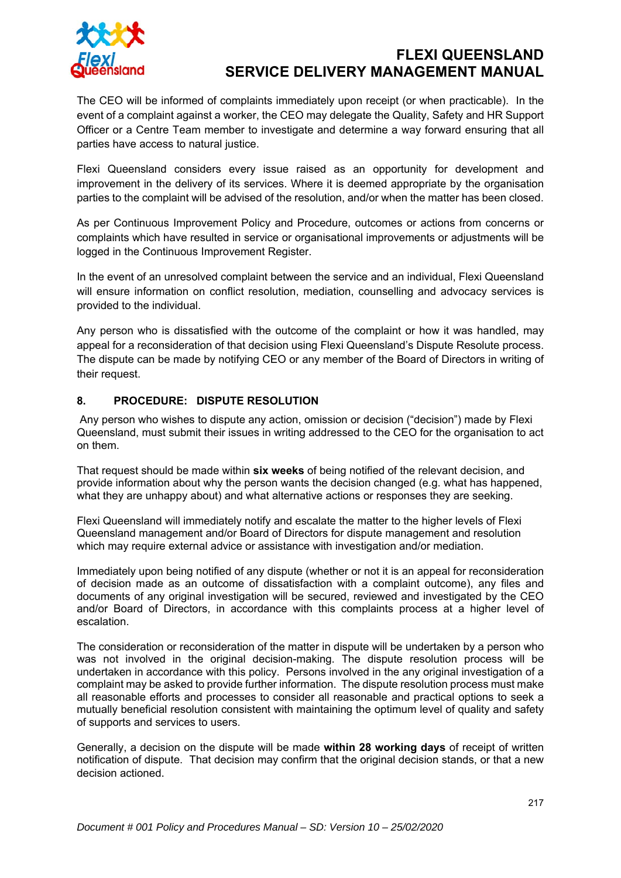The CEO will be informed of complaints immediately upon receipt (or when practicable). In the event of a complaint against a worker, the CEO may delegate the Quality, Safety and HR Support Officer or a Centre Team member to investigate and determine a way forward ensuring that all parties have access to natural justice.

Flexi Queensland considers every issue raised as an opportunity for development and improvement in the delivery of its services. Where it is deemed appropriate by the organisation parties to the complaint will be advised of the resolution, and/or when the matter has been closed.

As per Continuous Improvement Policy and Procedure, outcomes or actions from concerns or complaints which have resulted in service or organisational improvements or adjustments will be logged in the Continuous Improvement Register.

In the event of an unresolved complaint between the service and an individual, Flexi Queensland will ensure information on conflict resolution, mediation, counselling and advocacy services is provided to the individual.

Any person who is dissatisfied with the outcome of the complaint or how it was handled, may appeal for a reconsideration of that decision using Flexi Queensland's Dispute Resolute process. The dispute can be made by notifying CEO or any member of the Board of Directors in writing of their request.

## 8. PROCEDURE: DISPUTE RESOLUTION

Any person who wishes to dispute any action, omission or decision ("decision") made by Flexi Queensland, must submit their issues in writing addressed to the CEO for the organisation to act on them.

That request should be made within **six weeks** of being notified of the relevant decision, and provide information about why the person wants the decision changed (e.g. what has happened, what they are unhappy about) and what alternative actions or responses they are seeking.

Flexi Queensland will immediately notify and escalate the matter to the higher levels of Flexi Queensland management and/or Board of Directors for dispute management and resolution which may require external advice or assistance with investigation and/or mediation.

Immediately upon being notified of any dispute (whether or not it is an appeal for reconsideration of decision made as an outcome of dissatisfaction with a complaint outcome), any files and documents of any original investigation will be secured, reviewed and investigated by the CEO and/or Board of Directors, in accordance with this complaints process at a higher level of escalation.

The consideration or reconsideration of the matter in dispute will be undertaken by a person who was not involved in the original decision-making. The dispute resolution process will be undertaken in accordance with this policy. Persons involved in the any original investigation of a complaint may be asked to provide further information. The dispute resolution process must make all reasonable efforts and processes to consider all reasonable and practical options to seek a mutually beneficial resolution consistent with maintaining the optimum level of quality and safety of supports and services to users.

Generally, a decision on the dispute will be made **within 28 working days** of receipt of written notification of dispute. That decision may confirm that the original decision stands, or that a new decision actioned.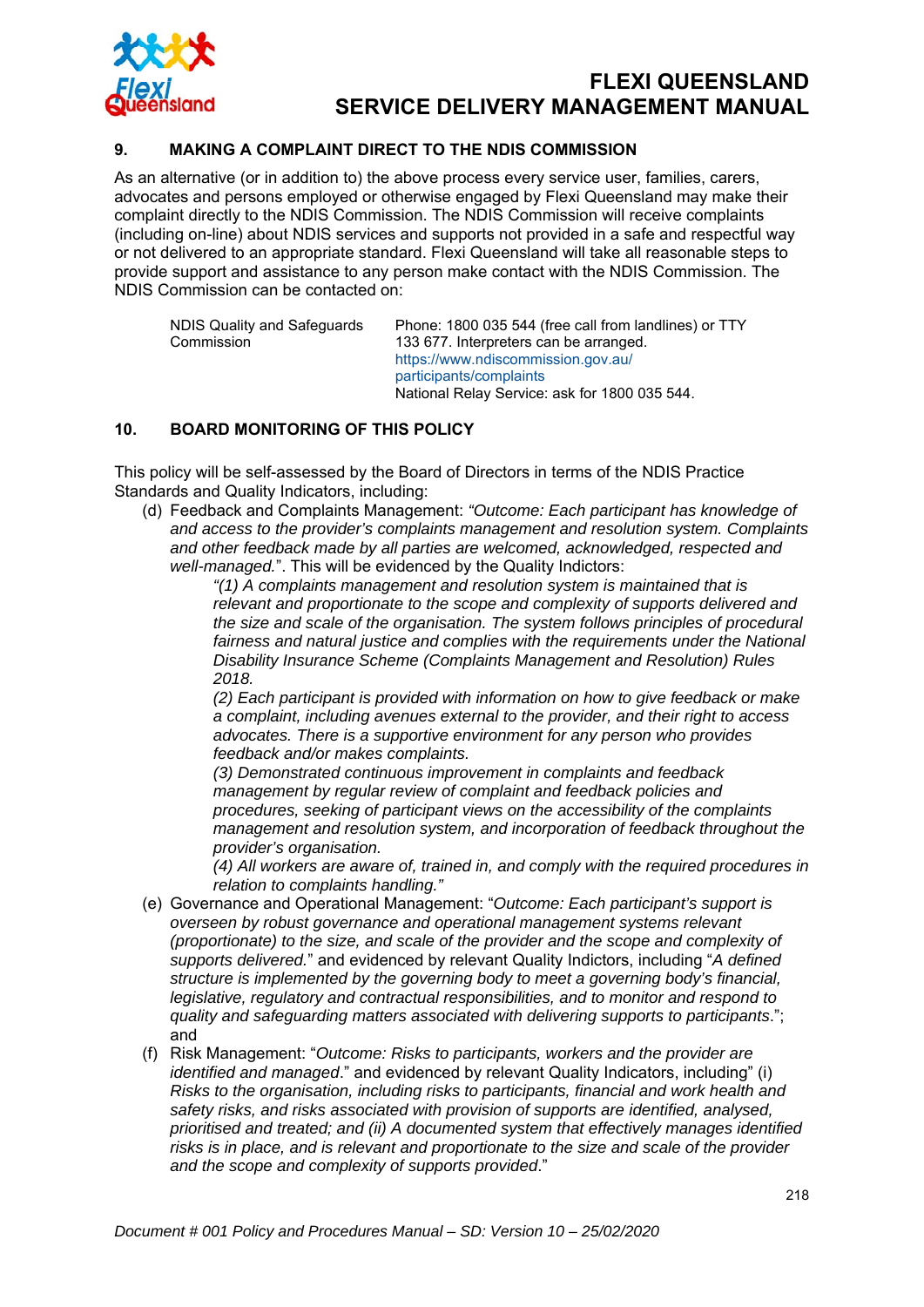## 9. MAKING A COMPLAINT DIRECT TO THE NDIS COMMISSION

As an alternative (or in addition to) the above process every service user, families, carers, advocates and persons employed or otherwise engaged by Flexi Queensland may make their complaint directly to the NDIS Commission. The NDIS Commission will receive complaints (including on-line) about NDIS services and supports not provided in a safe and respectful way or not delivered to an appropriate standard. Flexi Queensland will take all reasonable steps to provide support and assistance to any person make contact with the NDIS Commission. The NDIS Commission can be contacted on:

| | |
|---|---|
| NDIS Quality and Safeguards Commission | Phone: 1800 035 544 (free call from landlines) or TTY 133 677. Interpreters can be arranged. https://www.ndiscommission.gov.au/participants/complaints National Relay Service: ask for 1800 035 544. |

## 10. BOARD MONITORING OF THIS POLICY

This policy will be self-assessed by the Board of Directors in terms of the NDIS Practice Standards and Quality Indicators, including:

(d) Feedback and Complaints Management: *"Outcome: Each participant has knowledge of and access to the provider's complaints management and resolution system. Complaints and other feedback made by all parties are welcomed, acknowledged, respected and well-managed.*". This will be evidenced by the Quality Indictors:

*"(1) A complaints management and resolution system is maintained that is relevant and proportionate to the scope and complexity of supports delivered and the size and scale of the organisation. The system follows principles of procedural fairness and natural justice and complies with the requirements under the National Disability Insurance Scheme (Complaints Management and Resolution) Rules 2018.*

*(2) Each participant is provided with information on how to give feedback or make a complaint, including avenues external to the provider, and their right to access advocates. There is a supportive environment for any person who provides feedback and/or makes complaints.*

*(3) Demonstrated continuous improvement in complaints and feedback management by regular review of complaint and feedback policies and procedures, seeking of participant views on the accessibility of the complaints management and resolution system, and incorporation of feedback throughout the provider's organisation.*

*(4) All workers are aware of, trained in, and comply with the required procedures in relation to complaints handling."*

(e) Governance and Operational Management: "*Outcome: Each participant's support is overseen by robust governance and operational management systems relevant (proportionate) to the size, and scale of the provider and the scope and complexity of supports delivered.*" and evidenced by relevant Quality Indictors, including "*A defined structure is implemented by the governing body to meet a governing body's financial, legislative, regulatory and contractual responsibilities, and to monitor and respond to quality and safeguarding matters associated with delivering supports to participants*."; and

(f) Risk Management: "*Outcome: Risks to participants, workers and the provider are identified and managed*." and evidenced by relevant Quality Indicators, including" (i) *Risks to the organisation, including risks to participants, financial and work health and safety risks, and risks associated with provision of supports are identified, analysed, prioritised and treated; and (ii) A documented system that effectively manages identified risks is in place, and is relevant and proportionate to the size and scale of the provider and the scope and complexity of supports provided*."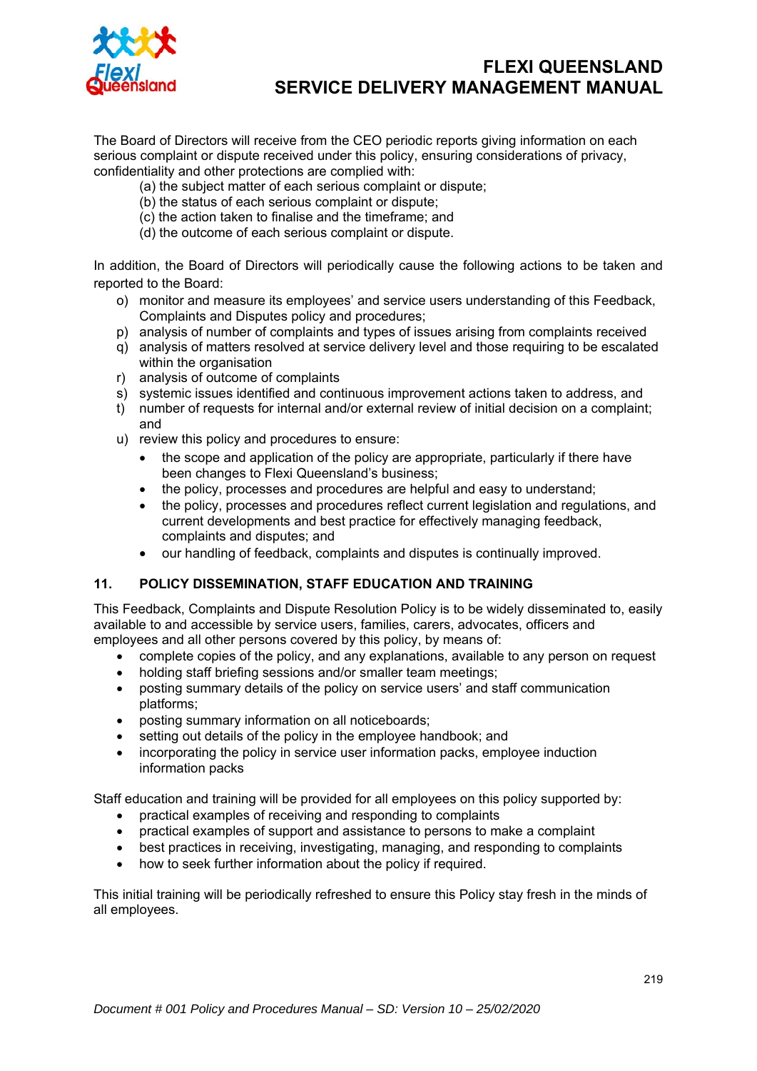The Board of Directors will receive from the CEO periodic reports giving information on each serious complaint or dispute received under this policy, ensuring considerations of privacy, confidentiality and other protections are complied with:

(a) the subject matter of each serious complaint or dispute;
(b) the status of each serious complaint or dispute;
(c) the action taken to finalise and the timeframe; and
(d) the outcome of each serious complaint or dispute.

In addition, the Board of Directors will periodically cause the following actions to be taken and reported to the Board:

o) monitor and measure its employees' and service users understanding of this Feedback, Complaints and Disputes policy and procedures;
p) analysis of number of complaints and types of issues arising from complaints received
q) analysis of matters resolved at service delivery level and those requiring to be escalated within the organisation
r) analysis of outcome of complaints
s) systemic issues identified and continuous improvement actions taken to address, and
t) number of requests for internal and/or external review of initial decision on a complaint; and
u) review this policy and procedures to ensure:
    - the scope and application of the policy are appropriate, particularly if there have been changes to Flexi Queensland's business;
    - the policy, processes and procedures are helpful and easy to understand;
    - the policy, processes and procedures reflect current legislation and regulations, and current developments and best practice for effectively managing feedback, complaints and disputes; and
    - our handling of feedback, complaints and disputes is continually improved.

## 11. POLICY DISSEMINATION, STAFF EDUCATION AND TRAINING

This Feedback, Complaints and Dispute Resolution Policy is to be widely disseminated to, easily available to and accessible by service users, families, carers, advocates, officers and employees and all other persons covered by this policy, by means of:

- complete copies of the policy, and any explanations, available to any person on request
- holding staff briefing sessions and/or smaller team meetings;
- posting summary details of the policy on service users' and staff communication platforms;
- posting summary information on all noticeboards;
- setting out details of the policy in the employee handbook; and
- incorporating the policy in service user information packs, employee induction information packs

Staff education and training will be provided for all employees on this policy supported by:

- practical examples of receiving and responding to complaints
- practical examples of support and assistance to persons to make a complaint
- best practices in receiving, investigating, managing, and responding to complaints
- how to seek further information about the policy if required.

This initial training will be periodically refreshed to ensure this Policy stay fresh in the minds of all employees.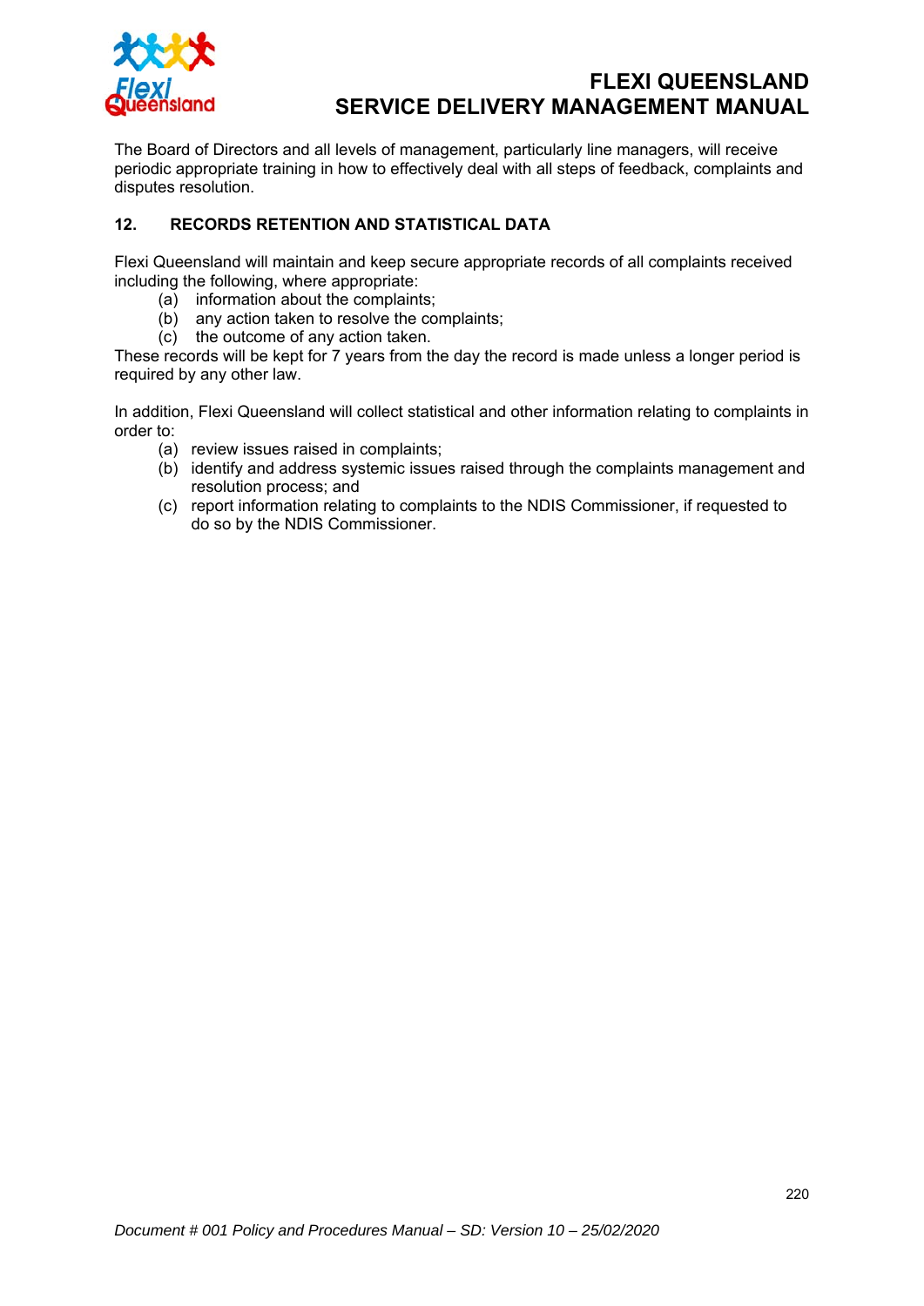The Board of Directors and all levels of management, particularly line managers, will receive periodic appropriate training in how to effectively deal with all steps of feedback, complaints and disputes resolution.

## 12. RECORDS RETENTION AND STATISTICAL DATA

Flexi Queensland will maintain and keep secure appropriate records of all complaints received including the following, where appropriate:

(a) information about the complaints;
(b) any action taken to resolve the complaints;
(c) the outcome of any action taken.

These records will be kept for 7 years from the day the record is made unless a longer period is required by any other law.

In addition, Flexi Queensland will collect statistical and other information relating to complaints in order to:

(a) review issues raised in complaints;
(b) identify and address systemic issues raised through the complaints management and resolution process; and
(c) report information relating to complaints to the NDIS Commissioner, if requested to do so by the NDIS Commissioner.